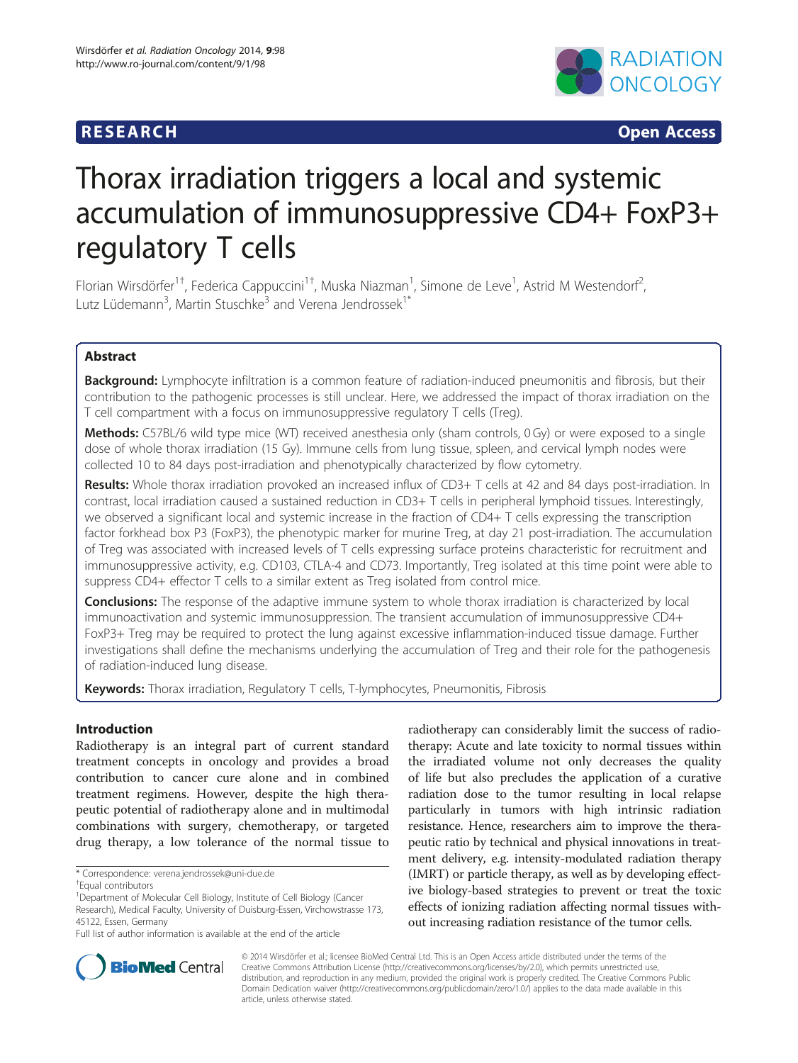**RESEARCH** **Open Access**

# Thorax irradiation triggers a local and systemic accumulation of immunosuppressive CD4+ FoxP3+ regulatory T cells

Florian Wirsdörfer[1†], Federica Cappuccini[1†], Muska Niazman[1], Simone de Leve[1], Astrid M Westendorf[2], Lutz Lüdemann[3], Martin Stuschke[3] and Verena Jendrossek[1*]

## Abstract

**Background:** Lymphocyte infiltration is a common feature of radiation-induced pneumonitis and fibrosis, but their contribution to the pathogenic processes is still unclear. Here, we addressed the impact of thorax irradiation on the T cell compartment with a focus on immunosuppressive regulatory T cells (Treg).

**Methods:** C57BL/6 wild type mice (WT) received anesthesia only (sham controls, 0 Gy) or were exposed to a single dose of whole thorax irradiation (15 Gy). Immune cells from lung tissue, spleen, and cervical lymph nodes were collected 10 to 84 days post-irradiation and phenotypically characterized by flow cytometry.

**Results:** Whole thorax irradiation provoked an increased influx of CD3+ T cells at 42 and 84 days post-irradiation. In contrast, local irradiation caused a sustained reduction in CD3+ T cells in peripheral lymphoid tissues. Interestingly, we observed a significant local and systemic increase in the fraction of CD4+ T cells expressing the transcription factor forkhead box P3 (FoxP3), the phenotypic marker for murine Treg, at day 21 post-irradiation. The accumulation of Treg was associated with increased levels of T cells expressing surface proteins characteristic for recruitment and immunosuppressive activity, e.g. CD103, CTLA-4 and CD73. Importantly, Treg isolated at this time point were able to suppress CD4+ effector T cells to a similar extent as Treg isolated from control mice.

**Conclusions:** The response of the adaptive immune system to whole thorax irradiation is characterized by local immunoactivation and systemic immunosuppression. The transient accumulation of immunosuppressive CD4+ FoxP3+ Treg may be required to protect the lung against excessive inflammation-induced tissue damage. Further investigations shall define the mechanisms underlying the accumulation of Treg and their role for the pathogenesis of radiation-induced lung disease.

**Keywords:** Thorax irradiation, Regulatory T cells, T-lymphocytes, Pneumonitis, Fibrosis

## Introduction

Radiotherapy is an integral part of current standard treatment concepts in oncology and provides a broad contribution to cancer cure alone and in combined treatment regimens. However, despite the high therapeutic potential of radiotherapy alone and in multimodal combinations with surgery, chemotherapy, or targeted drug therapy, a low tolerance of the normal tissue to radiotherapy can considerably limit the success of radiotherapy: Acute and late toxicity to normal tissues within the irradiated volume not only decreases the quality of life but also precludes the application of a curative radiation dose to the tumor resulting in local relapse particularly in tumors with high intrinsic radiation resistance. Hence, researchers aim to improve the therapeutic ratio by technical and physical innovations in treatment delivery, e.g. intensity-modulated radiation therapy (IMRT) or particle therapy, as well as by developing effective biology-based strategies to prevent or treat the toxic effects of ionizing radiation affecting normal tissues without increasing radiation resistance of the tumor cells.

\* Correspondence: verena.jendrossek@uni-due.de

†Equal contributors

[1]Department of Molecular Cell Biology, Institute of Cell Biology (Cancer Research), Medical Faculty, University of Duisburg-Essen, Virchowstrasse 173, 45122, Essen, Germany

Full list of author information is available at the end of the article

© 2014 Wirsdörfer et al.; licensee BioMed Central Ltd. This is an Open Access article distributed under the terms of the Creative Commons Attribution License (http://creativecommons.org/licenses/by/2.0), which permits unrestricted use, distribution, and reproduction in any medium, provided the original work is properly credited. The Creative Commons Public Domain Dedication waiver (http://creativecommons.org/publicdomain/zero/1.0/) applies to the data made available in this article, unless otherwise stated.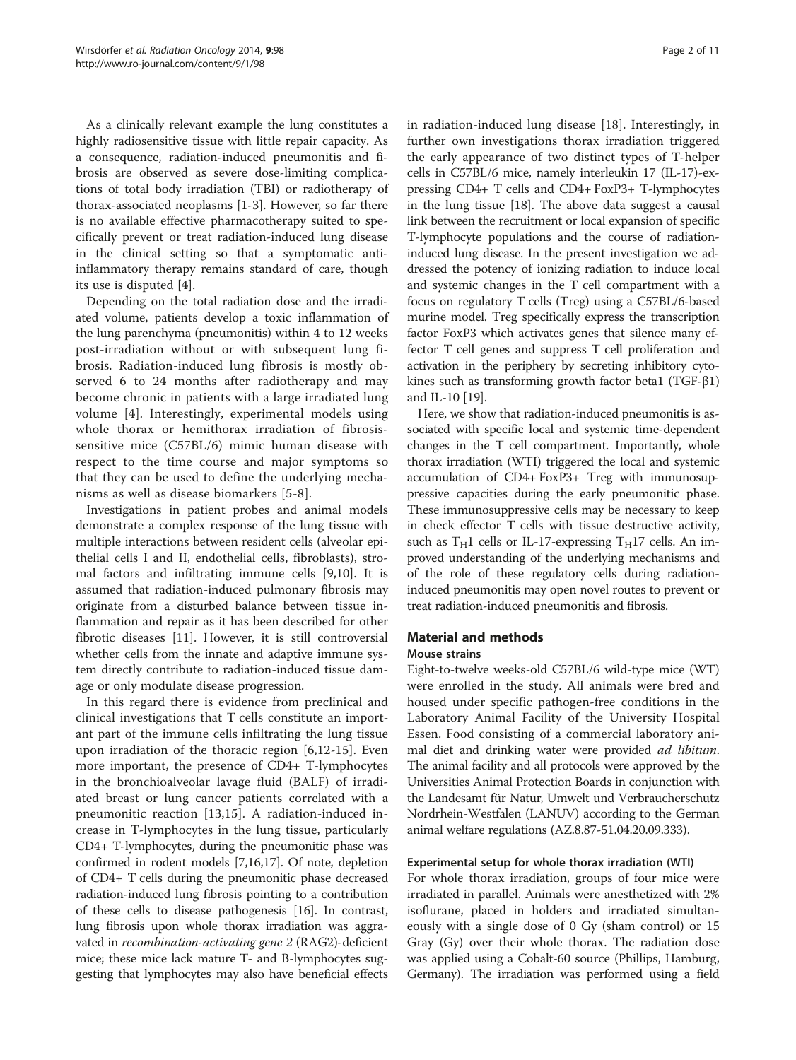As a clinically relevant example the lung constitutes a highly radiosensitive tissue with little repair capacity. As a consequence, radiation-induced pneumonitis and fibrosis are observed as severe dose-limiting complications of total body irradiation (TBI) or radiotherapy of thorax-associated neoplasms [1-3]. However, so far there is no available effective pharmacotherapy suited to specifically prevent or treat radiation-induced lung disease in the clinical setting so that a symptomatic anti-inflammatory therapy remains standard of care, though its use is disputed [4].

Depending on the total radiation dose and the irradiated volume, patients develop a toxic inflammation of the lung parenchyma (pneumonitis) within 4 to 12 weeks post-irradiation without or with subsequent lung fibrosis. Radiation-induced lung fibrosis is mostly observed 6 to 24 months after radiotherapy and may become chronic in patients with a large irradiated lung volume [4]. Interestingly, experimental models using whole thorax or hemithorax irradiation of fibrosis-sensitive mice (C57BL/6) mimic human disease with respect to the time course and major symptoms so that they can be used to define the underlying mechanisms as well as disease biomarkers [5-8].

Investigations in patient probes and animal models demonstrate a complex response of the lung tissue with multiple interactions between resident cells (alveolar epithelial cells I and II, endothelial cells, fibroblasts), stromal factors and infiltrating immune cells [9,10]. It is assumed that radiation-induced pulmonary fibrosis may originate from a disturbed balance between tissue inflammation and repair as it has been described for other fibrotic diseases [11]. However, it is still controversial whether cells from the innate and adaptive immune system directly contribute to radiation-induced tissue damage or only modulate disease progression.

In this regard there is evidence from preclinical and clinical investigations that T cells constitute an important part of the immune cells infiltrating the lung tissue upon irradiation of the thoracic region [6,12-15]. Even more important, the presence of CD4+ T-lymphocytes in the bronchioalveolar lavage fluid (BALF) of irradiated breast or lung cancer patients correlated with a pneumonitic reaction [13,15]. A radiation-induced increase in T-lymphocytes in the lung tissue, particularly CD4+ T-lymphocytes, during the pneumonitic phase was confirmed in rodent models [7,16,17]. Of note, depletion of CD4+ T cells during the pneumonitic phase decreased radiation-induced lung fibrosis pointing to a contribution of these cells to disease pathogenesis [16]. In contrast, lung fibrosis upon whole thorax irradiation was aggravated in *recombination-activating gene 2* (RAG2)-deficient mice; these mice lack mature T- and B-lymphocytes suggesting that lymphocytes may also have beneficial effects in radiation-induced lung disease [18]. Interestingly, in further own investigations thorax irradiation triggered the early appearance of two distinct types of T-helper cells in C57BL/6 mice, namely interleukin 17 (IL-17)-expressing CD4+ T cells and CD4+ FoxP3+ T-lymphocytes in the lung tissue [18]. The above data suggest a causal link between the recruitment or local expansion of specific T-lymphocyte populations and the course of radiation-induced lung disease. In the present investigation we addressed the potency of ionizing radiation to induce local and systemic changes in the T cell compartment with a focus on regulatory T cells (Treg) using a C57BL/6-based murine model. Treg specifically express the transcription factor FoxP3 which activates genes that silence many effector T cell genes and suppress T cell proliferation and activation in the periphery by secreting inhibitory cytokines such as transforming growth factor beta1 (TGF-β1) and IL-10 [19].

Here, we show that radiation-induced pneumonitis is associated with specific local and systemic time-dependent changes in the T cell compartment. Importantly, whole thorax irradiation (WTI) triggered the local and systemic accumulation of CD4+ FoxP3+ Treg with immunosuppressive capacities during the early pneumonitic phase. These immunosuppressive cells may be necessary to keep in check effector T cells with tissue destructive activity, such as $T_H1$ cells or IL-17-expressing $T_H17$ cells. An improved understanding of the underlying mechanisms and of the role of these regulatory cells during radiation-induced pneumonitis may open novel routes to prevent or treat radiation-induced pneumonitis and fibrosis.

## Material and methods

### Mouse strains

Eight-to-twelve weeks-old C57BL/6 wild-type mice (WT) were enrolled in the study. All animals were bred and housed under specific pathogen-free conditions in the Laboratory Animal Facility of the University Hospital Essen. Food consisting of a commercial laboratory animal diet and drinking water were provided *ad libitum*. The animal facility and all protocols were approved by the Universities Animal Protection Boards in conjunction with the Landesamt für Natur, Umwelt und Verbraucherschutz Nordrhein-Westfalen (LANUV) according to the German animal welfare regulations (AZ.8.87-51.04.20.09.333).

### Experimental setup for whole thorax irradiation (WTI)

For whole thorax irradiation, groups of four mice were irradiated in parallel. Animals were anesthetized with 2% isoflurane, placed in holders and irradiated simultaneously with a single dose of 0 Gy (sham control) or 15 Gray (Gy) over their whole thorax. The radiation dose was applied using a Cobalt-60 source (Phillips, Hamburg, Germany). The irradiation was performed using a field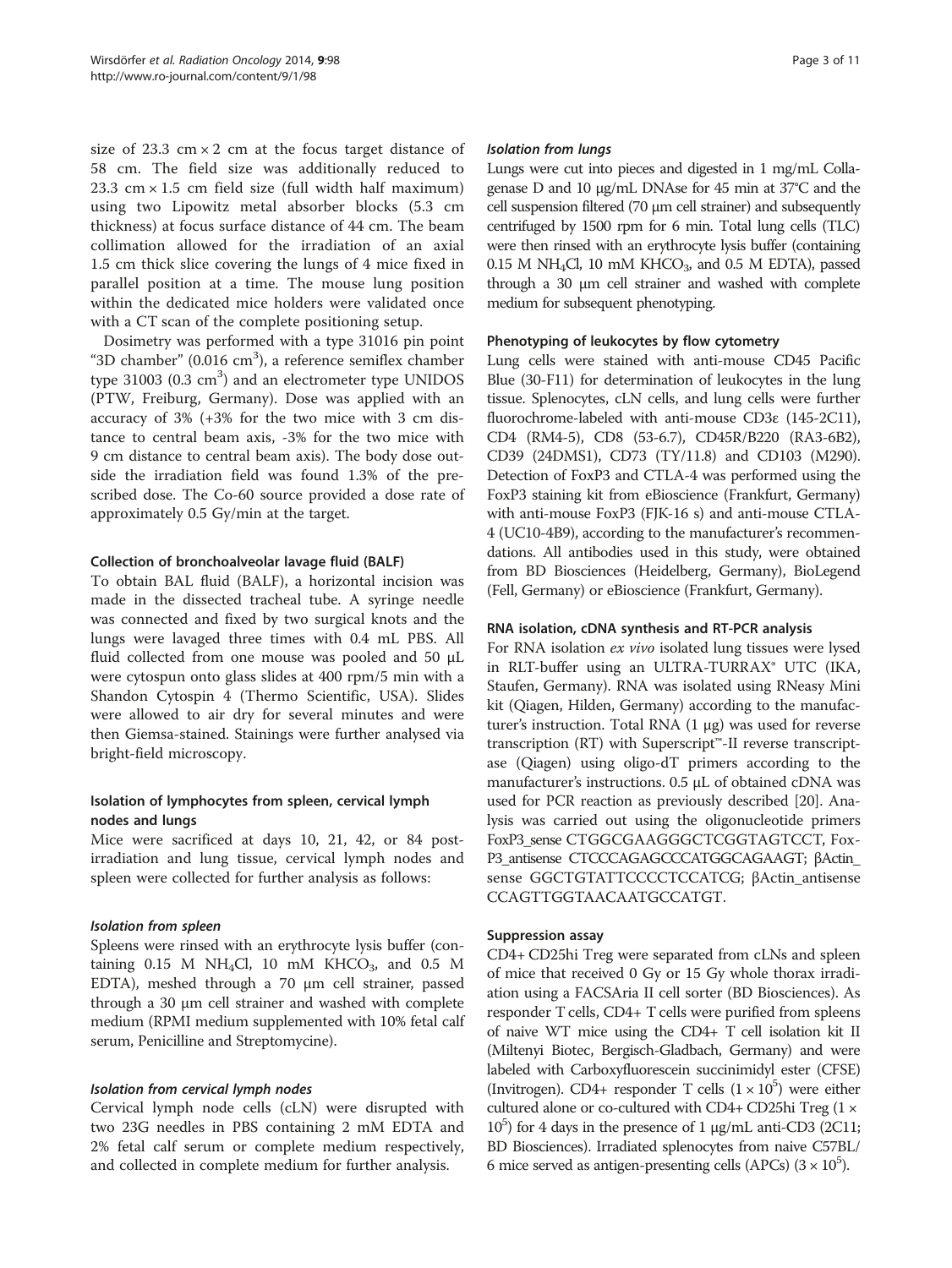size of 23.3 cm × 2 cm at the focus target distance of 58 cm. The field size was additionally reduced to 23.3 cm × 1.5 cm field size (full width half maximum) using two Lipowitz metal absorber blocks (5.3 cm thickness) at focus surface distance of 44 cm. The beam collimation allowed for the irradiation of an axial 1.5 cm thick slice covering the lungs of 4 mice fixed in parallel position at a time. The mouse lung position within the dedicated mice holders were validated once with a CT scan of the complete positioning setup.

Dosimetry was performed with a type 31016 pin point "3D chamber" (0.016 $cm^3$), a reference semiflex chamber type 31003 (0.3 $cm^3$) and an electrometer type UNIDOS (PTW, Freiburg, Germany). Dose was applied with an accuracy of 3% (+3% for the two mice with 3 cm distance to central beam axis, -3% for the two mice with 9 cm distance to central beam axis). The body dose outside the irradiation field was found 1.3% of the prescribed dose. The Co-60 source provided a dose rate of approximately 0.5 Gy/min at the target.

### Collection of bronchoalveolar lavage fluid (BALF)

To obtain BAL fluid (BALF), a horizontal incision was made in the dissected tracheal tube. A syringe needle was connected and fixed by two surgical knots and the lungs were lavaged three times with 0.4 mL PBS. All fluid collected from one mouse was pooled and 50 μL were cytospun onto glass slides at 400 rpm/5 min with a Shandon Cytospin 4 (Thermo Scientific, USA). Slides were allowed to air dry for several minutes and were then Giemsa-stained. Stainings were further analysed via bright-field microscopy.

### Isolation of lymphocytes from spleen, cervical lymph nodes and lungs

Mice were sacrificed at days 10, 21, 42, or 84 post-irradiation and lung tissue, cervical lymph nodes and spleen were collected for further analysis as follows:

#### *Isolation from spleen*

Spleens were rinsed with an erythrocyte lysis buffer (containing 0.15 M $NH_4Cl$, 10 mM $KHCO_3$, and 0.5 M EDTA), meshed through a 70 μm cell strainer, passed through a 30 μm cell strainer and washed with complete medium (RPMI medium supplemented with 10% fetal calf serum, Penicilline and Streptomycine).

#### *Isolation from cervical lymph nodes*

Cervical lymph node cells (cLN) were disrupted with two 23G needles in PBS containing 2 mM EDTA and 2% fetal calf serum or complete medium respectively, and collected in complete medium for further analysis.

#### *Isolation from lungs*

Lungs were cut into pieces and digested in 1 mg/mL Collagenase D and 10 μg/mL DNAse for 45 min at 37°C and the cell suspension filtered (70 μm cell strainer) and subsequently centrifuged by 1500 rpm for 6 min. Total lung cells (TLC) were then rinsed with an erythrocyte lysis buffer (containing 0.15 M $NH_4Cl$, 10 mM $KHCO_3$, and 0.5 M EDTA), passed through a 30 μm cell strainer and washed with complete medium for subsequent phenotyping.

### Phenotyping of leukocytes by flow cytometry

Lung cells were stained with anti-mouse CD45 Pacific Blue (30-F11) for determination of leukocytes in the lung tissue. Splenocytes, cLN cells, and lung cells were further fluorochrome-labeled with anti-mouse CD3ε (145-2C11), CD4 (RM4-5), CD8 (53-6.7), CD45R/B220 (RA3-6B2), CD39 (24DMS1), CD73 (TY/11.8) and CD103 (M290). Detection of FoxP3 and CTLA-4 was performed using the FoxP3 staining kit from eBioscience (Frankfurt, Germany) with anti-mouse FoxP3 (FJK-16 s) and anti-mouse CTLA-4 (UC10-4B9), according to the manufacturer's recommendations. All antibodies used in this study, were obtained from BD Biosciences (Heidelberg, Germany), BioLegend (Fell, Germany) or eBioscience (Frankfurt, Germany).

### RNA isolation, cDNA synthesis and RT-PCR analysis

For RNA isolation *ex vivo* isolated lung tissues were lysed in RLT-buffer using an ULTRA-TURRAX® UTC (IKA, Staufen, Germany). RNA was isolated using RNeasy Mini kit (Qiagen, Hilden, Germany) according to the manufacturer's instruction. Total RNA (1 μg) was used for reverse transcription (RT) with Superscript™-II reverse transcriptase (Qiagen) using oligo-dT primers according to the manufacturer's instructions. 0.5 μL of obtained cDNA was used for PCR reaction as previously described [20]. Analysis was carried out using the oligonucleotide primers FoxP3_sense CTGGCGAAGGGCTCGGTAGTCCT, FoxP3_antisense CTCCCAGAGCCCATGGCAGAAGT; βActin_sense GGCTGTATTCCCCTCCATCG; βActin_antisense CCAGTTGGTAACAATGCCATGT.

### Suppression assay

CD4+ CD25hi Treg were separated from cLNs and spleen of mice that received 0 Gy or 15 Gy whole thorax irradiation using a FACSAria II cell sorter (BD Biosciences). As responder T cells, CD4+ T cells were purified from spleens of naive WT mice using the CD4+ T cell isolation kit II (Miltenyi Biotec, Bergisch-Gladbach, Germany) and were labeled with Carboxyfluorescein succinimidyl ester (CFSE) (Invitrogen). CD4+ responder T cells ($1 \times 10^5$) were either cultured alone or co-cultured with CD4+ CD25hi Treg ($1 \times 10^5$) for 4 days in the presence of 1 μg/mL anti-CD3 (2C11; BD Biosciences). Irradiated splenocytes from naive C57BL/6 mice served as antigen-presenting cells (APCs) ($3 \times 10^5$).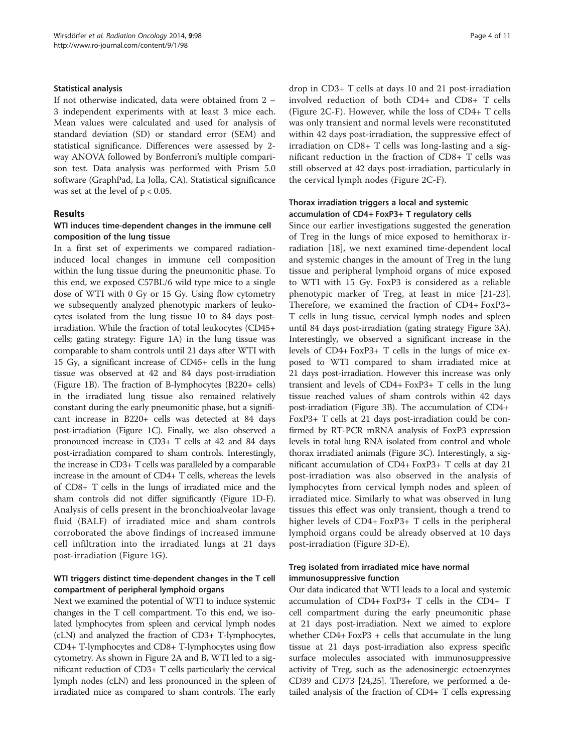### Statistical analysis

If not otherwise indicated, data were obtained from 2 – 3 independent experiments with at least 3 mice each. Mean values were calculated and used for analysis of standard deviation (SD) or standard error (SEM) and statistical significance. Differences were assessed by 2-way ANOVA followed by Bonferroni's multiple comparison test. Data analysis was performed with Prism 5.0 software (GraphPad, La Jolla, CA). Statistical significance was set at the level of $p < 0.05$.

## Results

### WTI induces time-dependent changes in the immune cell composition of the lung tissue

In a first set of experiments we compared radiation-induced local changes in immune cell composition within the lung tissue during the pneumonitic phase. To this end, we exposed C57BL/6 wild type mice to a single dose of WTI with 0 Gy or 15 Gy. Using flow cytometry we subsequently analyzed phenotypic markers of leukocytes isolated from the lung tissue 10 to 84 days post-irradiation. While the fraction of total leukocytes (CD45+ cells; gating strategy: Figure 1A) in the lung tissue was comparable to sham controls until 21 days after WTI with 15 Gy, a significant increase of CD45+ cells in the lung tissue was observed at 42 and 84 days post-irradiation (Figure 1B). The fraction of B-lymphocytes (B220+ cells) in the irradiated lung tissue also remained relatively constant during the early pneumonitic phase, but a significant increase in B220+ cells was detected at 84 days post-irradiation (Figure 1C). Finally, we also observed a pronounced increase in CD3+ T cells at 42 and 84 days post-irradiation compared to sham controls. Interestingly, the increase in CD3+ T cells was paralleled by a comparable increase in the amount of CD4+ T cells, whereas the levels of CD8+ T cells in the lungs of irradiated mice and the sham controls did not differ significantly (Figure 1D-F). Analysis of cells present in the bronchioalveolar lavage fluid (BALF) of irradiated mice and sham controls corroborated the above findings of increased immune cell infiltration into the irradiated lungs at 21 days post-irradiation (Figure 1G).

### WTI triggers distinct time-dependent changes in the T cell compartment of peripheral lymphoid organs

Next we examined the potential of WTI to induce systemic changes in the T cell compartment. To this end, we isolated lymphocytes from spleen and cervical lymph nodes (cLN) and analyzed the fraction of CD3+ T-lymphocytes, CD4+ T-lymphocytes and CD8+ T-lymphocytes using flow cytometry. As shown in Figure 2A and B, WTI led to a significant reduction of CD3+ T cells particularly the cervical lymph nodes (cLN) and less pronounced in the spleen of irradiated mice as compared to sham controls. The early drop in CD3+ T cells at days 10 and 21 post-irradiation involved reduction of both CD4+ and CD8+ T cells (Figure 2C-F). However, while the loss of CD4+ T cells was only transient and normal levels were reconstituted within 42 days post-irradiation, the suppressive effect of irradiation on CD8+ T cells was long-lasting and a significant reduction in the fraction of CD8+ T cells was still observed at 42 days post-irradiation, particularly in the cervical lymph nodes (Figure 2C-F).

### Thorax irradiation triggers a local and systemic accumulation of CD4+ FoxP3+ T regulatory cells

Since our earlier investigations suggested the generation of Treg in the lungs of mice exposed to hemithorax irradiation [18], we next examined time-dependent local and systemic changes in the amount of Treg in the lung tissue and peripheral lymphoid organs of mice exposed to WTI with 15 Gy. FoxP3 is considered as a reliable phenotypic marker of Treg, at least in mice [21-23]. Therefore, we examined the fraction of CD4+ FoxP3+ T cells in lung tissue, cervical lymph nodes and spleen until 84 days post-irradiation (gating strategy Figure 3A). Interestingly, we observed a significant increase in the levels of CD4+ FoxP3+ T cells in the lungs of mice exposed to WTI compared to sham irradiated mice at 21 days post-irradiation. However this increase was only transient and levels of CD4+ FoxP3+ T cells in the lung tissue reached values of sham controls within 42 days post-irradiation (Figure 3B). The accumulation of CD4+ FoxP3+ T cells at 21 days post-irradiation could be confirmed by RT-PCR mRNA analysis of FoxP3 expression levels in total lung RNA isolated from control and whole thorax irradiated animals (Figure 3C). Interestingly, a significant accumulation of CD4+ FoxP3+ T cells at day 21 post-irradiation was also observed in the analysis of lymphocytes from cervical lymph nodes and spleen of irradiated mice. Similarly to what was observed in lung tissues this effect was only transient, though a trend to higher levels of CD4+ FoxP3+ T cells in the peripheral lymphoid organs could be already observed at 10 days post-irradiation (Figure 3D-E).

### Treg isolated from irradiated mice have normal immunosuppressive function

Our data indicated that WTI leads to a local and systemic accumulation of CD4+ FoxP3+ T cells in the CD4+ T cell compartment during the early pneumonitic phase at 21 days post-irradiation. Next we aimed to explore whether CD4+ FoxP3 + cells that accumulate in the lung tissue at 21 days post-irradiation also express specific surface molecules associated with immunosuppressive activity of Treg, such as the adenosinergic ectoenzymes CD39 and CD73 [24,25]. Therefore, we performed a detailed analysis of the fraction of CD4+ T cells expressing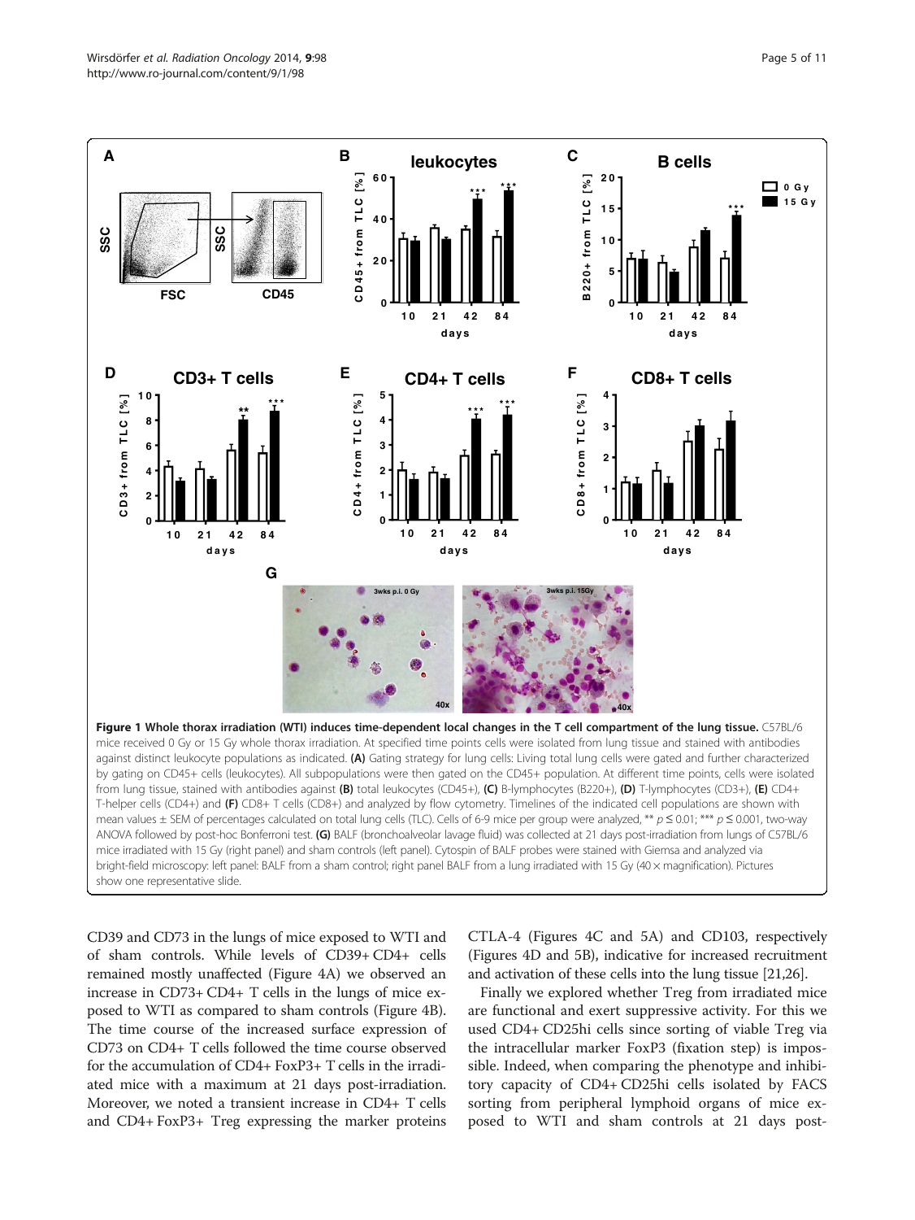A

SSC

FSC

SSC

CD45

B

leukocytes

CD45+ from TLC [%]

0
20
40
60

10 21 42 84

days

C

B cells

B220+ from TLC [%]

0
5
10
15
20

10 21 42 84

days

0 Gy
15 Gy

D

CD3+ T cells

CD3+ from TLC [%]

0
2
4
6
8
10

10 21 42 84

days

E

CD4+ T cells

CD4+ from TLC [%]

0
1
2
3
4
5

10 21 42 84

days

F

CD8+ T cells

CD8+ from TLC [%]

0
1
2
3
4

10 21 42 84

days

G

3wks p.i. 0 Gy

40x

3wks p.i. 15Gy

40x

**Figure 1 Whole thorax irradiation (WTI) induces time-dependent local changes in the T cell compartment of the lung tissue.** C57BL/6 mice received 0 Gy or 15 Gy whole thorax irradiation. At specified time points cells were isolated from lung tissue and stained with antibodies against distinct leukocyte populations as indicated. **(A)** Gating strategy for lung cells: Living total lung cells were gated and further characterized by gating on CD45+ cells (leukocytes). All subpopulations were then gated on the CD45+ population. At different time points, cells were isolated from lung tissue, stained with antibodies against **(B)** total leukocytes (CD45+), **(C)** B-lymphocytes (B220+), **(D)** T-lymphocytes (CD3+), **(E)** CD4+ T-helper cells (CD4+) and **(F)** CD8+ T cells (CD8+) and analyzed by flow cytometry. Timelines of the indicated cell populations are shown with mean values ± SEM of percentages calculated on total lung cells (TLC). Cells of 6-9 mice per group were analyzed, ** $p \leq 0.01$; *** $p \leq 0.001$, two-way ANOVA followed by post-hoc Bonferroni test. **(G)** BALF (bronchoalveolar lavage fluid) was collected at 21 days post-irradiation from lungs of C57BL/6 mice irradiated with 15 Gy (right panel) and sham controls (left panel). Cytospin of BALF probes were stained with Giemsa and analyzed via bright-field microscopy: left panel: BALF from a sham control; right panel BALF from a lung irradiated with 15 Gy (40 × magnification). Pictures show one representative slide.

CD39 and CD73 in the lungs of mice exposed to WTI and of sham controls. While levels of CD39+ CD4+ cells remained mostly unaffected (Figure 4A) we observed an increase in CD73+ CD4+ T cells in the lungs of mice exposed to WTI as compared to sham controls (Figure 4B). The time course of the increased surface expression of CD73 on CD4+ T cells followed the time course observed for the accumulation of CD4+ FoxP3+ T cells in the irradiated mice with a maximum at 21 days post-irradiation. Moreover, we noted a transient increase in CD4+ T cells and CD4+ FoxP3+ Treg expressing the marker proteins CTLA-4 (Figures 4C and 5A) and CD103, respectively (Figures 4D and 5B), indicative for increased recruitment and activation of these cells into the lung tissue [21,26].

Finally we explored whether Treg from irradiated mice are functional and exert suppressive activity. For this we used CD4+ CD25hi cells since sorting of viable Treg via the intracellular marker FoxP3 (fixation step) is impossible. Indeed, when comparing the phenotype and inhibitory capacity of CD4+ CD25hi cells isolated by FACS sorting from peripheral lymphoid organs of mice exposed to WTI and sham controls at 21 days post-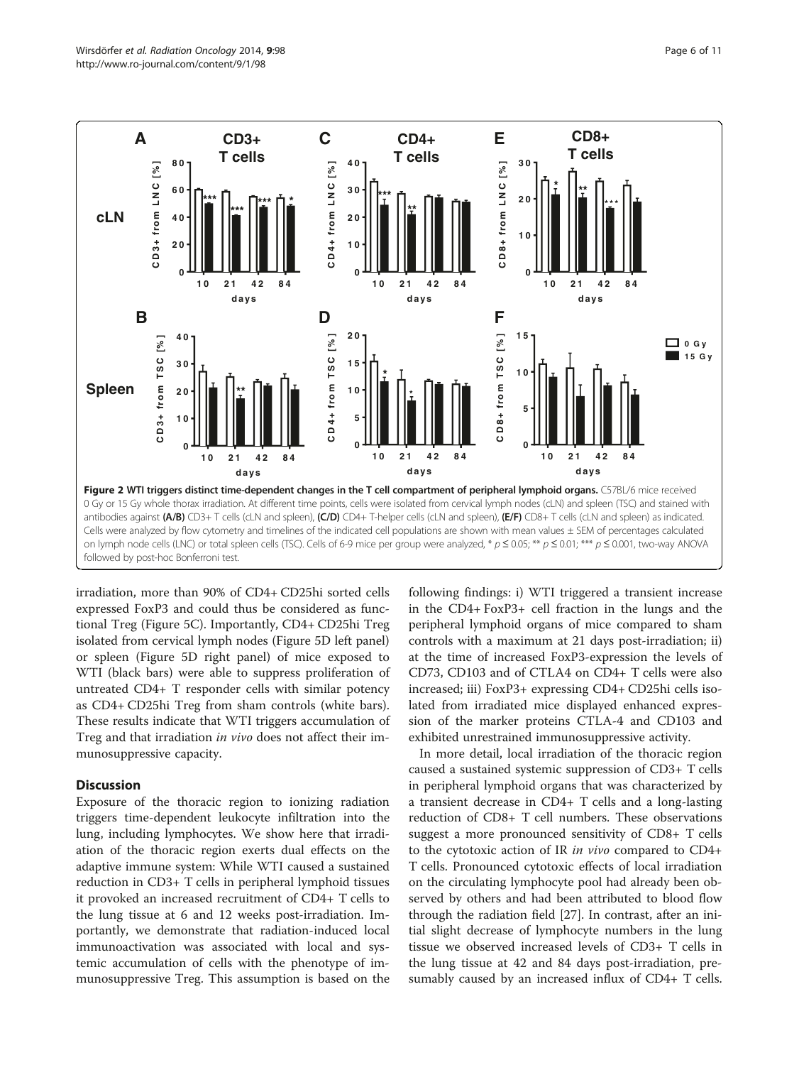A CD3+ T cells

cLN

CD3+ from LNC [%]

80
60
40
20
0

*** *** *** *

10 21 42 84

days

C CD4+ T cells

CD4+ from LNC [%]

40
30
20
10
0

*** **

10 21 42 84

days

E CD8+ T cells

CD8+ from LNC [%]

30
20
10
0

* ** ***

10 21 42 84

days

B

Spleen

CD3+ from TSC [%]

40
30
20
10
0

**

10 21 42 84

days

D

CD4+ from TSC [%]

20
15
10
5
0

* *

10 21 42 84

days

F

CD8+ from TSC [%]

15
10
5
0

10 21 42 84

days

0 Gy
15 Gy

**Figure 2 WTI triggers distinct time-dependent changes in the T cell compartment of peripheral lymphoid organs.** C57BL/6 mice received 0 Gy or 15 Gy whole thorax irradiation. At different time points, cells were isolated from cervical lymph nodes (cLN) and spleen (TSC) and stained with antibodies against **(A/B)** CD3+ T cells (cLN and spleen), **(C/D)** CD4+ T-helper cells (cLN and spleen), **(E/F)** CD8+ T cells (cLN and spleen) as indicated. Cells were analyzed by flow cytometry and timelines of the indicated cell populations are shown with mean values ± SEM of percentages calculated on lymph node cells (LNC) or total spleen cells (TSC). Cells of 6-9 mice per group were analyzed, * $p \leq 0.05$; ** $p \leq 0.01$; *** $p \leq 0.001$, two-way ANOVA followed by post-hoc Bonferroni test.

irradiation, more than 90% of CD4+ CD25hi sorted cells expressed FoxP3 and could thus be considered as functional Treg (Figure 5C). Importantly, CD4+ CD25hi Treg isolated from cervical lymph nodes (Figure 5D left panel) or spleen (Figure 5D right panel) of mice exposed to WTI (black bars) were able to suppress proliferation of untreated CD4+ T responder cells with similar potency as CD4+ CD25hi Treg from sham controls (white bars). These results indicate that WTI triggers accumulation of Treg and that irradiation *in vivo* does not affect their immunosuppressive capacity.

## Discussion

Exposure of the thoracic region to ionizing radiation triggers time-dependent leukocyte infiltration into the lung, including lymphocytes. We show here that irradiation of the thoracic region exerts dual effects on the adaptive immune system: While WTI caused a sustained reduction in CD3+ T cells in peripheral lymphoid tissues it provoked an increased recruitment of CD4+ T cells to the lung tissue at 6 and 12 weeks post-irradiation. Importantly, we demonstrate that radiation-induced local immunoactivation was associated with local and systemic accumulation of cells with the phenotype of immunosuppressive Treg. This assumption is based on the following findings: i) WTI triggered a transient increase in the CD4+ FoxP3+ cell fraction in the lungs and the peripheral lymphoid organs of mice compared to sham controls with a maximum at 21 days post-irradiation; ii) at the time of increased FoxP3-expression the levels of CD73, CD103 and of CTLA4 on CD4+ T cells were also increased; iii) FoxP3+ expressing CD4+ CD25hi cells isolated from irradiated mice displayed enhanced expression of the marker proteins CTLA-4 and CD103 and exhibited unrestrained immunosuppressive activity.

In more detail, local irradiation of the thoracic region caused a sustained systemic suppression of CD3+ T cells in peripheral lymphoid organs that was characterized by a transient decrease in CD4+ T cells and a long-lasting reduction of CD8+ T cell numbers. These observations suggest a more pronounced sensitivity of CD8+ T cells to the cytotoxic action of IR *in vivo* compared to CD4+ T cells. Pronounced cytotoxic effects of local irradiation on the circulating lymphocyte pool had already been observed by others and had been attributed to blood flow through the radiation field [27]. In contrast, after an initial slight decrease of lymphocyte numbers in the lung tissue we observed increased levels of CD3+ T cells in the lung tissue at 42 and 84 days post-irradiation, presumably caused by an increased influx of CD4+ T cells.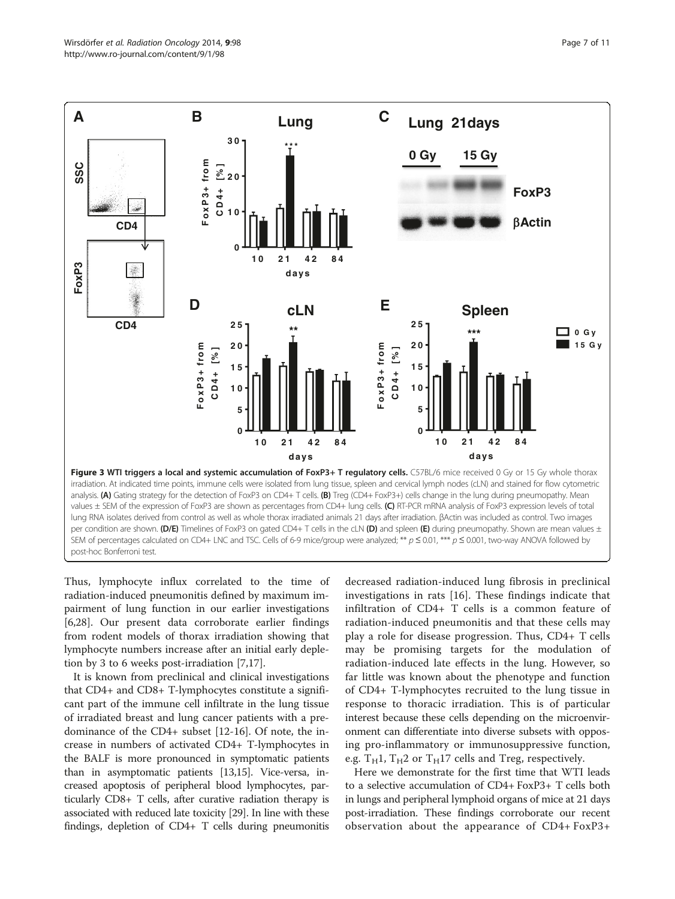A

SSC

CD4

FoxP3

CD4

B

Lung

FoxP3+ from CD4+ [%]

30

20

10

0

***

10 21 42 84

days

C

Lung 21days

0 Gy 15 Gy

FoxP3

βActin

D

cLN

FoxP3+ from CD4+ [%]

25

20

15

10

5

0

**

10 21 42 84

days

E

Spleen

FoxP3+ from CD4+ [%]

25

20

15

10

5

0

***

10 21 42 84

days

0 Gy

15 Gy

**Figure 3 WTI triggers a local and systemic accumulation of FoxP3+ T regulatory cells.** C57BL/6 mice received 0 Gy or 15 Gy whole thorax irradiation. At indicated time points, immune cells were isolated from lung tissue, spleen and cervical lymph nodes (cLN) and stained for flow cytometric analysis. **(A)** Gating strategy for the detection of FoxP3 on CD4+ T cells. **(B)** Treg (CD4+ FoxP3+) cells change in the lung during pneumopathy. Mean values ± SEM of the expression of FoxP3 are shown as percentages from CD4+ lung cells. **(C)** RT-PCR mRNA analysis of FoxP3 expression levels of total lung RNA isolates derived from control as well as whole thorax irradiated animals 21 days after irradiation. βActin was included as control. Two images per condition are shown. **(D/E)** Timelines of FoxP3 on gated CD4+ T cells in the cLN **(D)** and spleen **(E)** during pneumopathy. Shown are mean values ± SEM of percentages calculated on CD4+ LNC and TSC. Cells of 6-9 mice/group were analyzed; ** $p \leq 0.01$, *** $p \leq 0.001$, two-way ANOVA followed by post-hoc Bonferroni test.

Thus, lymphocyte influx correlated to the time of radiation-induced pneumonitis defined by maximum impairment of lung function in our earlier investigations [6,28]. Our present data corroborate earlier findings from rodent models of thorax irradiation showing that lymphocyte numbers increase after an initial early depletion by 3 to 6 weeks post-irradiation [7,17].

It is known from preclinical and clinical investigations that CD4+ and CD8+ T-lymphocytes constitute a significant part of the immune cell infiltrate in the lung tissue of irradiated breast and lung cancer patients with a predominance of the CD4+ subset [12-16]. Of note, the increase in numbers of activated CD4+ T-lymphocytes in the BALF is more pronounced in symptomatic patients than in asymptomatic patients [13,15]. Vice-versa, increased apoptosis of peripheral blood lymphocytes, particularly CD8+ T cells, after curative radiation therapy is associated with reduced late toxicity [29]. In line with these findings, depletion of CD4+ T cells during pneumonitis decreased radiation-induced lung fibrosis in preclinical investigations in rats [16]. These findings indicate that infiltration of CD4+ T cells is a common feature of radiation-induced pneumonitis and that these cells may play a role for disease progression. Thus, CD4+ T cells may be promising targets for the modulation of radiation-induced late effects in the lung. However, so far little was known about the phenotype and function of CD4+ T-lymphocytes recruited to the lung tissue in response to thoracic irradiation. This is of particular interest because these cells depending on the microenvironment can differentiate into diverse subsets with opposing pro-inflammatory or immunosuppressive function, e.g. $T_H1$, $T_H2$ or $T_H17$ cells and Treg, respectively.

Here we demonstrate for the first time that WTI leads to a selective accumulation of CD4+ FoxP3+ T cells both in lungs and peripheral lymphoid organs of mice at 21 days post-irradiation. These findings corroborate our recent observation about the appearance of CD4+ FoxP3+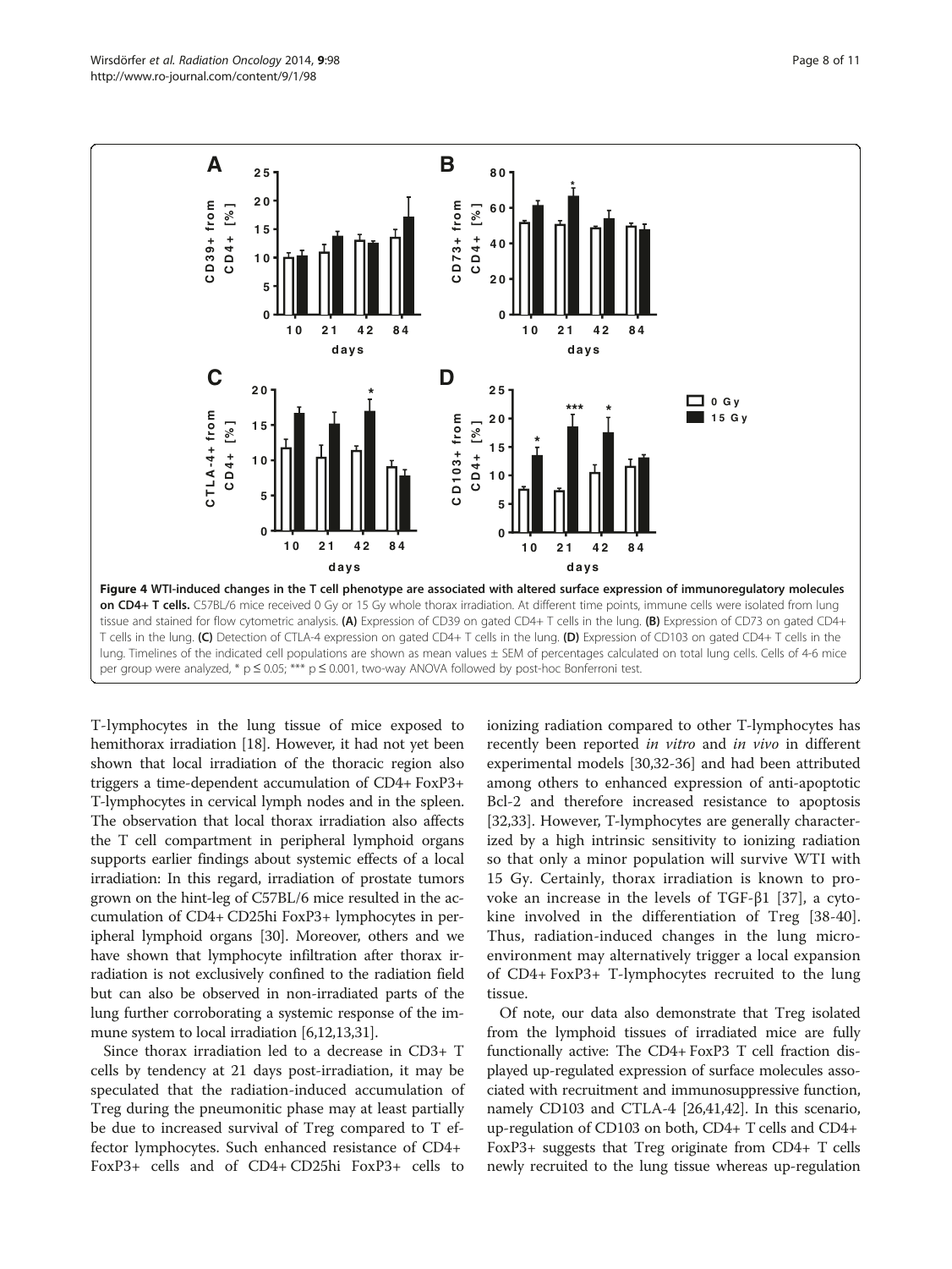A

CD39+ from CD4+ [%]

25
20
15
10
5
0

10 21 42 84

days

B

CD73+ from CD4+ [%]

80
60
40
20
0

*

10 21 42 84

days

C

CTLA-4+ from CD4+ [%]

20
15
10
5
0

*

10 21 42 84

days

D

CD103+ from CD4+ [%]

25
20
15
10
5
0

* *** *

10 21 42 84

days

0 Gy
15 Gy

**Figure 4 WTI-induced changes in the T cell phenotype are associated with altered surface expression of immunoregulatory molecules on CD4+ T cells.** C57BL/6 mice received 0 Gy or 15 Gy whole thorax irradiation. At different time points, immune cells were isolated from lung tissue and stained for flow cytometric analysis. **(A)** Expression of CD39 on gated CD4+ T cells in the lung. **(B)** Expression of CD73 on gated CD4+ T cells in the lung. **(C)** Detection of CTLA-4 expression on gated CD4+ T cells in the lung. **(D)** Expression of CD103 on gated CD4+ T cells in the lung. Timelines of the indicated cell populations are shown as mean values ± SEM of percentages calculated on total lung cells. Cells of 4-6 mice per group were analyzed, * $p \leq 0.05$; *** $p \leq 0.001$, two-way ANOVA followed by post-hoc Bonferroni test.

T-lymphocytes in the lung tissue of mice exposed to hemithorax irradiation [18]. However, it had not yet been shown that local irradiation of the thoracic region also triggers a time-dependent accumulation of CD4+ FoxP3+ T-lymphocytes in cervical lymph nodes and in the spleen. The observation that local thorax irradiation also affects the T cell compartment in peripheral lymphoid organs supports earlier findings about systemic effects of a local irradiation: In this regard, irradiation of prostate tumors grown on the hint-leg of C57BL/6 mice resulted in the accumulation of CD4+ CD25hi FoxP3+ lymphocytes in peripheral lymphoid organs [30]. Moreover, others and we have shown that lymphocyte infiltration after thorax irradiation is not exclusively confined to the radiation field but can also be observed in non-irradiated parts of the lung further corroborating a systemic response of the immune system to local irradiation [6,12,13,31].

Since thorax irradiation led to a decrease in CD3+ T cells by tendency at 21 days post-irradiation, it may be speculated that the radiation-induced accumulation of Treg during the pneumonitic phase may at least partially be due to increased survival of Treg compared to T effector lymphocytes. Such enhanced resistance of CD4+ FoxP3+ cells and of CD4+ CD25hi FoxP3+ cells to ionizing radiation compared to other T-lymphocytes has recently been reported *in vitro* and *in vivo* in different experimental models [30,32-36] and had been attributed among others to enhanced expression of anti-apoptotic Bcl-2 and therefore increased resistance to apoptosis [32,33]. However, T-lymphocytes are generally characterized by a high intrinsic sensitivity to ionizing radiation so that only a minor population will survive WTI with 15 Gy. Certainly, thorax irradiation is known to provoke an increase in the levels of TGF-β1 [37], a cytokine involved in the differentiation of Treg [38-40]. Thus, radiation-induced changes in the lung microenvironment may alternatively trigger a local expansion of CD4+ FoxP3+ T-lymphocytes recruited to the lung tissue.

Of note, our data also demonstrate that Treg isolated from the lymphoid tissues of irradiated mice are fully functionally active: The CD4+ FoxP3 T cell fraction displayed up-regulated expression of surface molecules associated with recruitment and immunosuppressive function, namely CD103 and CTLA-4 [26,41,42]. In this scenario, up-regulation of CD103 on both, CD4+ T cells and CD4+ FoxP3+ suggests that Treg originate from CD4+ T cells newly recruited to the lung tissue whereas up-regulation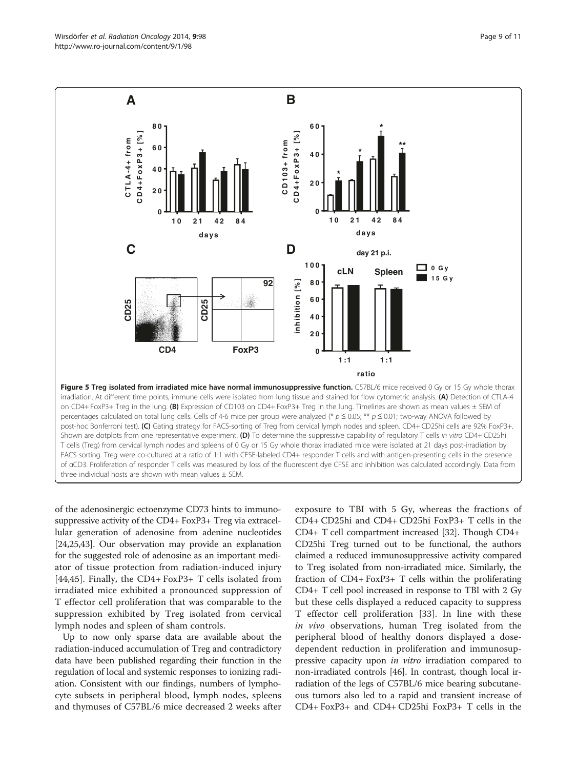A

80
60
40
20
0

CTLA-4+ from CD4+FoxP3+ [%]

10 21 42 84

days

B

60
40
20
0

CD103+ from CD4+FoxP3+ [%]

*
*
*
**

10 21 42 84

days

C

CD25
CD4

92

CD25
FoxP3

D

day 21 p.i.

100
80
60
40
20
0

inhibition [%]

cLN
Spleen

0 Gy
15 Gy

1:1 1:1

ratio

**Figure 5 Treg isolated from irradiated mice have normal immunosuppressive function.** C57BL/6 mice received 0 Gy or 15 Gy whole thorax irradiation. At different time points, immune cells were isolated from lung tissue and stained for flow cytometric analysis. **(A)** Detection of CTLA-4 on CD4+ FoxP3+ Treg in the lung. **(B)** Expression of CD103 on CD4+ FoxP3+ Treg in the lung. Timelines are shown as mean values ± SEM of percentages calculated on total lung cells. Cells of 4-6 mice per group were analyzed (* $p \leq 0.05$; ** $p \leq 0.01$; two-way ANOVA followed by post-hoc Bonferroni test). **(C)** Gating strategy for FACS-sorting of Treg from cervical lymph nodes and spleen. CD4+ CD25hi cells are 92% FoxP3+. Shown are dotplots from one representative experiment. **(D)** To determine the suppressive capability of regulatory T cells *in vitro* CD4+ CD25hi T cells (Treg) from cervical lymph nodes and spleens of 0 Gy or 15 Gy whole thorax irradiated mice were isolated at 21 days post-irradiation by FACS sorting. Treg were co-cultured at a ratio of 1:1 with CFSE-labeled CD4+ responder T cells and with antigen-presenting cells in the presence of αCD3. Proliferation of responder T cells was measured by loss of the fluorescent dye CFSE and inhibition was calculated accordingly. Data from three individual hosts are shown with mean values ± SEM.

of the adenosinergic ectoenzyme CD73 hints to immunosuppressive activity of the CD4+ FoxP3+ Treg via extracellular generation of adenosine from adenine nucleotides [24,25,43]. Our observation may provide an explanation for the suggested role of adenosine as an important mediator of tissue protection from radiation-induced injury [44,45]. Finally, the CD4+ FoxP3+ T cells isolated from irradiated mice exhibited a pronounced suppression of T effector cell proliferation that was comparable to the suppression exhibited by Treg isolated from cervical lymph nodes and spleen of sham controls.

Up to now only sparse data are available about the radiation-induced accumulation of Treg and contradictory data have been published regarding their function in the regulation of local and systemic responses to ionizing radiation. Consistent with our findings, numbers of lymphocyte subsets in peripheral blood, lymph nodes, spleens and thymuses of C57BL/6 mice decreased 2 weeks after exposure to TBI with 5 Gy, whereas the fractions of CD4+ CD25hi and CD4+ CD25hi FoxP3+ T cells in the CD4+ T cell compartment increased [32]. Though CD4+ CD25hi Treg turned out to be functional, the authors claimed a reduced immunosuppressive activity compared to Treg isolated from non-irradiated mice. Similarly, the fraction of CD4+ FoxP3+ T cells within the proliferating CD4+ T cell pool increased in response to TBI with 2 Gy but these cells displayed a reduced capacity to suppress T effector cell proliferation [33]. In line with these *in vivo* observations, human Treg isolated from the peripheral blood of healthy donors displayed a dose-dependent reduction in proliferation and immunosuppressive capacity upon *in vitro* irradiation compared to non-irradiated controls [46]. In contrast, though local irradiation of the legs of C57BL/6 mice bearing subcutaneous tumors also led to a rapid and transient increase of CD4+ FoxP3+ and CD4+ CD25hi FoxP3+ T cells in the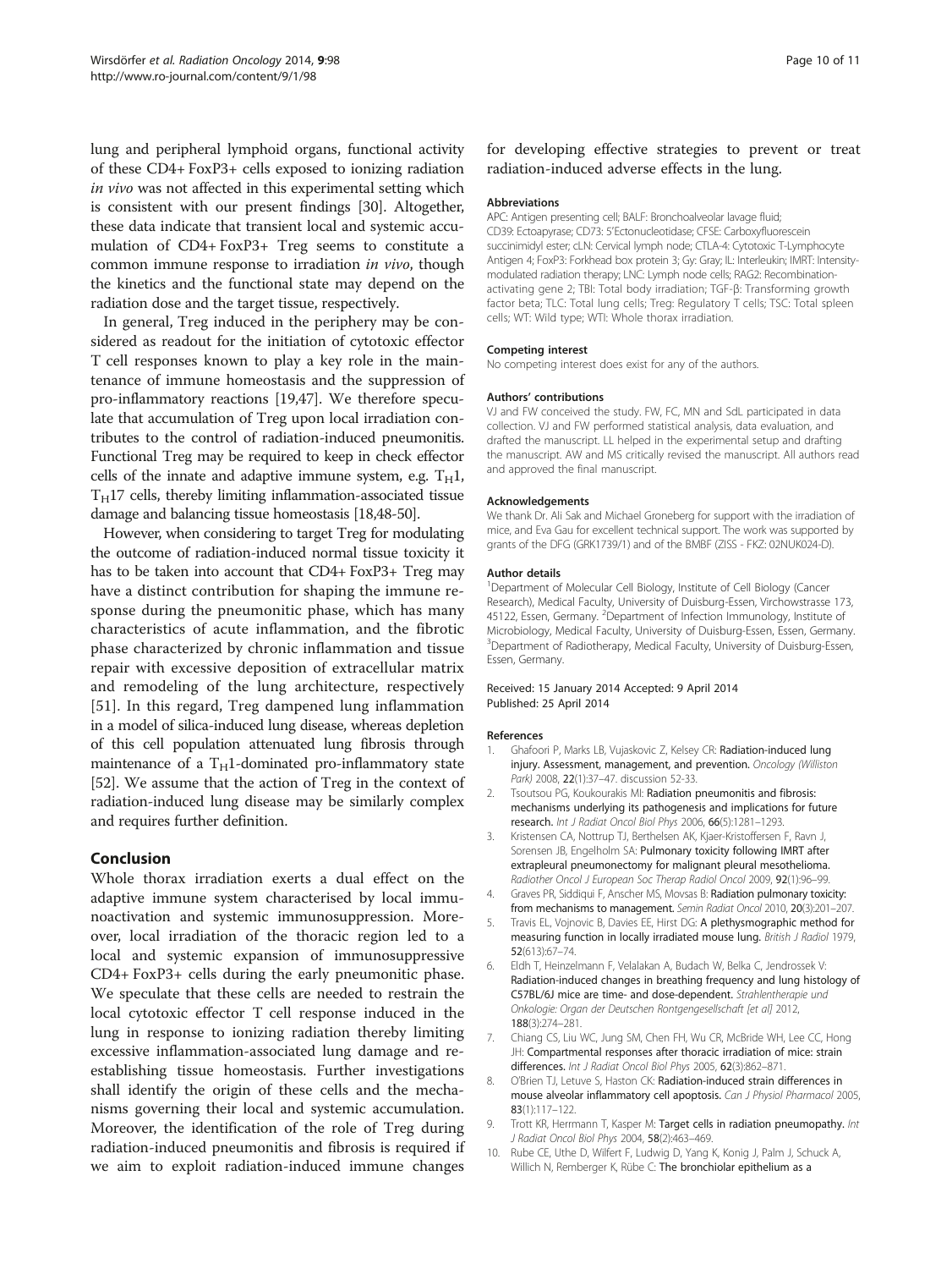lung and peripheral lymphoid organs, functional activity of these CD4+ FoxP3+ cells exposed to ionizing radiation *in vivo* was not affected in this experimental setting which is consistent with our present findings [30]. Altogether, these data indicate that transient local and systemic accumulation of CD4+ FoxP3+ Treg seems to constitute a common immune response to irradiation *in vivo*, though the kinetics and the functional state may depend on the radiation dose and the target tissue, respectively.

In general, Treg induced in the periphery may be considered as readout for the initiation of cytotoxic effector T cell responses known to play a key role in the maintenance of immune homeostasis and the suppression of pro-inflammatory reactions [19,47]. We therefore speculate that accumulation of Treg upon local irradiation contributes to the control of radiation-induced pneumonitis. Functional Treg may be required to keep in check effector cells of the innate and adaptive immune system, e.g. $T_H1$, $T_H17$ cells, thereby limiting inflammation-associated tissue damage and balancing tissue homeostasis [18,48-50].

However, when considering to target Treg for modulating the outcome of radiation-induced normal tissue toxicity it has to be taken into account that CD4+ FoxP3+ Treg may have a distinct contribution for shaping the immune response during the pneumonitic phase, which has many characteristics of acute inflammation, and the fibrotic phase characterized by chronic inflammation and tissue repair with excessive deposition of extracellular matrix and remodeling of the lung architecture, respectively [51]. In this regard, Treg dampened lung inflammation in a model of silica-induced lung disease, whereas depletion of this cell population attenuated lung fibrosis through maintenance of a $T_H1$-dominated pro-inflammatory state [52]. We assume that the action of Treg in the context of radiation-induced lung disease may be similarly complex and requires further definition.

## Conclusion

Whole thorax irradiation exerts a dual effect on the adaptive immune system characterised by local immunoactivation and systemic immunosuppression. Moreover, local irradiation of the thoracic region led to a local and systemic expansion of immunosuppressive CD4+ FoxP3+ cells during the early pneumonitic phase. We speculate that these cells are needed to restrain the local cytotoxic effector T cell response induced in the lung in response to ionizing radiation thereby limiting excessive inflammation-associated lung damage and re-establishing tissue homeostasis. Further investigations shall identify the origin of these cells and the mechanisms governing their local and systemic accumulation. Moreover, the identification of the role of Treg during radiation-induced pneumonitis and fibrosis is required if we aim to exploit radiation-induced immune changes for developing effective strategies to prevent or treat radiation-induced adverse effects in the lung.

#### Abbreviations

APC: Antigen presenting cell; BALF: Bronchoalveolar lavage fluid; CD39: Ectoapyrase; CD73: 5'Ectonucleotidase; CFSE: Carboxyfluorescein succinimidyl ester; cLN: Cervical lymph node; CTLA-4: Cytotoxic T-Lymphocyte Antigen 4; FoxP3: Forkhead box protein 3; Gy: Gray; IL: Interleukin; IMRT: Intensity-modulated radiation therapy; LNC: Lymph node cells; RAG2: Recombination-activating gene 2; TBI: Total body irradiation; TGF-β: Transforming growth factor beta; TLC: Total lung cells; Treg: Regulatory T cells; TSC: Total spleen cells; WT: Wild type; WTI: Whole thorax irradiation.

#### Competing interest

No competing interest does exist for any of the authors.

#### Authors' contributions

VJ and FW conceived the study. FW, FC, MN and SdL participated in data collection. VJ and FW performed statistical analysis, data evaluation, and drafted the manuscript. LL helped in the experimental setup and drafting the manuscript. AW and MS critically revised the manuscript. All authors read and approved the final manuscript.

#### Acknowledgements

We thank Dr. Ali Sak and Michael Groneberg for support with the irradiation of mice, and Eva Gau for excellent technical support. The work was supported by grants of the DFG (GRK1739/1) and of the BMBF (ZISS - FKZ: 02NUK024-D).

#### Author details

[1]Department of Molecular Cell Biology, Institute of Cell Biology (Cancer Research), Medical Faculty, University of Duisburg-Essen, Virchowstrasse 173, 45122, Essen, Germany. [2]Department of Infection Immunology, Institute of Microbiology, Medical Faculty, University of Duisburg-Essen, Essen, Germany. [3]Department of Radiotherapy, Medical Faculty, University of Duisburg-Essen, Essen, Germany.

Received: 15 January 2014 Accepted: 9 April 2014
Published: 25 April 2014

#### References

1. Ghafoori P, Marks LB, Vujaskovic Z, Kelsey CR: **Radiation-induced lung injury. Assessment, management, and prevention.** *Oncology (Williston Park)* 2008, **22**(1):37–47. discussion 52-33.
2. Tsoutsou PG, Koukourakis MI: **Radiation pneumonitis and fibrosis: mechanisms underlying its pathogenesis and implications for future research.** *Int J Radiat Oncol Biol Phys* 2006, **66**(5):1281–1293.
3. Kristensen CA, Nottrup TJ, Berthelsen AK, Kjaer-Kristoffersen F, Ravn J, Sorensen JB, Engelholm SA: **Pulmonary toxicity following IMRT after extrapleural pneumonectomy for malignant pleural mesothelioma.** *Radiother Oncol J European Soc Therap Radiol Oncol* 2009, **92**(1):96–99.
4. Graves PR, Siddiqui F, Anscher MS, Movsas B: **Radiation pulmonary toxicity: from mechanisms to management.** *Semin Radiat Oncol* 2010, **20**(3):201–207.
5. Travis EL, Vojnovic B, Davies EE, Hirst DG: **A plethysmographic method for measuring function in locally irradiated mouse lung.** *British J Radiol* 1979, **52**(613):67–74.
6. Eldh T, Heinzelmann F, Velalakan A, Budach W, Belka C, Jendrossek V: **Radiation-induced changes in breathing frequency and lung histology of C57BL/6J mice are time- and dose-dependent.** *Strahlentherapie und Onkologie: Organ der Deutschen Rontgengesellschaft [et al]* 2012, **188**(3):274–281.
7. Chiang CS, Liu WC, Jung SM, Chen FH, Wu CR, McBride WH, Lee CC, Hong JH: **Compartmental responses after thoracic irradiation of mice: strain differences.** *Int J Radiat Oncol Biol Phys* 2005, **62**(3):862–871.
8. O'Brien TJ, Letuve S, Haston CK: **Radiation-induced strain differences in mouse alveolar inflammatory cell apoptosis.** *Can J Physiol Pharmacol* 2005, **83**(1):117–122.
9. Trott KR, Herrmann T, Kasper M: **Target cells in radiation pneumopathy.** *Int J Radiat Oncol Biol Phys* 2004, **58**(2):463–469.
10. Rube CE, Uthe D, Wilfert F, Ludwig D, Yang K, Konig J, Palm J, Schuck A, Willich N, Remberger K, Rübe C: **The bronchiolar epithelium as a**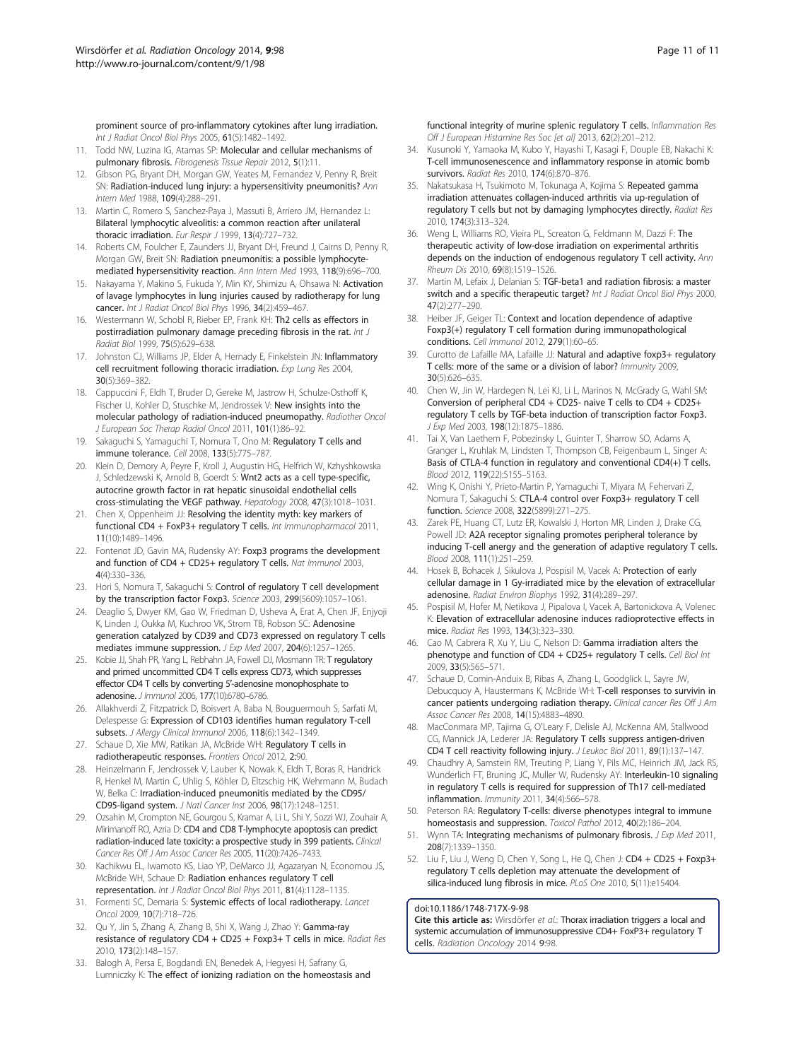prominent source of pro-inflammatory cytokines after lung irradiation. *Int J Radiat Oncol Biol Phys* 2005, **61**(5):1482–1492.

11. Todd NW, Luzina IG, Atamas SP: **Molecular and cellular mechanisms of pulmonary fibrosis.** *Fibrogenesis Tissue Repair* 2012, **5**(1):11.
12. Gibson PG, Bryant DH, Morgan GW, Yeates M, Fernandez V, Penny R, Breit SN: **Radiation-induced lung injury: a hypersensitivity pneumonitis?** *Ann Intern Med* 1988, **109**(4):288–291.
13. Martin C, Romero S, Sanchez-Paya J, Massuti B, Arriero JM, Hernandez L: **Bilateral lymphocytic alveolitis: a common reaction after unilateral thoracic irradiation.** *Eur Respir J* 1999, **13**(4):727–732.
14. Roberts CM, Foulcher E, Zaunders JJ, Bryant DH, Freund J, Cairns D, Penny R, Morgan GW, Breit SN: **Radiation pneumonitis: a possible lymphocyte-mediated hypersensitivity reaction.** *Ann Intern Med* 1993, **118**(9):696–700.
15. Nakayama Y, Makino S, Fukuda Y, Min KY, Shimizu A, Ohsawa N: **Activation of lavage lymphocytes in lung injuries caused by radiotherapy for lung cancer.** *Int J Radiat Oncol Biol Phys* 1996, **34**(2):459–467.
16. Westermann W, Schobl R, Rieber EP, Frank KH: **Th2 cells as effectors in postirradiation pulmonary damage preceding fibrosis in the rat.** *Int J Radiat Biol* 1999, **75**(5):629–638.
17. Johnston CJ, Williams JP, Elder A, Hernady E, Finkelstein JN: **Inflammatory cell recruitment following thoracic irradiation.** *Exp Lung Res* 2004, **30**(5):369–382.
18. Cappuccini F, Eldh T, Bruder D, Gereke M, Jastrow H, Schulze-Osthoff K, Fischer U, Kohler D, Stuschke M, Jendrossek V: **New insights into the molecular pathology of radiation-induced pneumopathy.** *Radiother Oncol J European Soc Therap Radiol Oncol* 2011, **101**(1):86–92.
19. Sakaguchi S, Yamaguchi T, Nomura T, Ono M: **Regulatory T cells and immune tolerance.** *Cell* 2008, **133**(5):775–787.
20. Klein D, Demory A, Peyre F, Kroll J, Augustin HG, Helfrich W, Kzhyshkowska J, Schledzewski K, Arnold B, Goerdt S: **Wnt2 acts as a cell type-specific, autocrine growth factor in rat hepatic sinusoidal endothelial cells cross-stimulating the VEGF pathway.** *Hepatology* 2008, **47**(3):1018–1031.
21. Chen X, Oppenheim JJ: **Resolving the identity myth: key markers of functional CD4 + FoxP3+ regulatory T cells.** *Int Immunopharmacol* 2011, **11**(10):1489–1496.
22. Fontenot JD, Gavin MA, Rudensky AY: **Foxp3 programs the development and function of CD4 + CD25+ regulatory T cells.** *Nat Immunol* 2003, **4**(4):330–336.
23. Hori S, Nomura T, Sakaguchi S: **Control of regulatory T cell development by the transcription factor Foxp3.** *Science* 2003, **299**(5609):1057–1061.
24. Deaglio S, Dwyer KM, Gao W, Friedman D, Usheva A, Erat A, Chen JF, Enjyoji K, Linden J, Oukka M, Kuchroo VK, Strom TB, Robson SC: **Adenosine generation catalyzed by CD39 and CD73 expressed on regulatory T cells mediates immune suppression.** *J Exp Med* 2007, **204**(6):1257–1265.
25. Kobie JJ, Shah PR, Yang L, Rebhahn JA, Fowell DJ, Mosmann TR: **T regulatory and primed uncommitted CD4 T cells express CD73, which suppresses effector CD4 T cells by converting 5'-adenosine monophosphate to adenosine.** *J Immunol* 2006, **177**(10):6780–6786.
26. Allakhverdi Z, Fitzpatrick D, Boisvert A, Baba N, Bouguermouh S, Sarfati M, Delespesse G: **Expression of CD103 identifies human regulatory T-cell subsets.** *J Allergy Clinical Immunol* 2006, **118**(6):1342–1349.
27. Schaue D, Xie MW, Ratikan JA, McBride WH: **Regulatory T cells in radiotherapeutic responses.** *Frontiers Oncol* 2012, **2**:90.
28. Heinzelmann F, Jendrossek V, Lauber K, Nowak K, Eldh T, Boras R, Handrick R, Henkel M, Martin C, Uhlig S, Köhler D, Eltzschig HK, Wehrmann M, Budach W, Belka C: **Irradiation-induced pneumonitis mediated by the CD95/CD95-ligand system.** *J Natl Cancer Inst* 2006, **98**(17):1248–1251.
29. Ozsahin M, Crompton NE, Gourgou S, Kramar A, Li L, Shi Y, Sozzi WJ, Zouhair A, Mirimanoff RO, Azria D: **CD4 and CD8 T-lymphocyte apoptosis can predict radiation-induced late toxicity: a prospective study in 399 patients.** *Clinical Cancer Res Off J Am Assoc Cancer Res* 2005, **11**(20):7426–7433.
30. Kachikwu EL, Iwamoto KS, Liao YP, DeMarco JJ, Agazaryan N, Economou JS, McBride WH, Schaue D: **Radiation enhances regulatory T cell representation.** *Int J Radiat Oncol Biol Phys* 2011, **81**(4):1128–1135.
31. Formenti SC, Demaria S: **Systemic effects of local radiotherapy.** *Lancet Oncol* 2009, **10**(7):718–726.
32. Qu Y, Jin S, Zhang A, Zhang B, Shi X, Wang J, Zhao Y: **Gamma-ray resistance of regulatory CD4 + CD25 + Foxp3+ T cells in mice.** *Radiat Res* 2010, **173**(2):148–157.
33. Balogh A, Persa E, Bogdandi EN, Benedek A, Hegyesi H, Safrany G, Lumniczky K: **The effect of ionizing radiation on the homeostasis and functional integrity of murine splenic regulatory T cells.** *Inflammation Res Off J European Histamine Res Soc [et al]* 2013, **62**(2):201–212.
34. Kusunoki Y, Yamaoka M, Kubo Y, Hayashi T, Kasagi F, Douple EB, Nakachi K: **T-cell immunosenescence and inflammatory response in atomic bomb survivors.** *Radiat Res* 2010, **174**(6):870–876.
35. Nakatsukasa H, Tsukimoto M, Tokunaga A, Kojima S: **Repeated gamma irradiation attenuates collagen-induced arthritis via up-regulation of regulatory T cells but not by damaging lymphocytes directly.** *Radiat Res* 2010, **174**(3):313–324.
36. Weng L, Williams RO, Vieira PL, Screaton G, Feldmann M, Dazzi F: **The therapeutic activity of low-dose irradiation on experimental arthritis depends on the induction of endogenous regulatory T cell activity.** *Ann Rheum Dis* 2010, **69**(8):1519–1526.
37. Martin M, Lefaix J, Delanian S: **TGF-beta1 and radiation fibrosis: a master switch and a specific therapeutic target?** *Int J Radiat Oncol Biol Phys* 2000, **47**(2):277–290.
38. Heiber JF, Geiger TL: **Context and location dependence of adaptive Foxp3(+) regulatory T cell formation during immunopathological conditions.** *Cell Immunol* 2012, **279**(1):60–65.
39. Curotto de Lafaille MA, Lafaille JJ: **Natural and adaptive foxp3+ regulatory T cells: more of the same or a division of labor?** *Immunity* 2009, **30**(5):626–635.
40. Chen W, Jin W, Hardegen N, Lei KJ, Li L, Marinos N, McGrady G, Wahl SM: **Conversion of peripheral CD4 + CD25- naive T cells to CD4 + CD25+ regulatory T cells by TGF-beta induction of transcription factor Foxp3.** *J Exp Med* 2003, **198**(12):1875–1886.
41. Tai X, Van Laethem F, Pobezinsky L, Guinter T, Sharrow SO, Adams A, Granger L, Kruhlak M, Lindsten T, Thompson CB, Feigenbaum L, Singer A: **Basis of CTLA-4 function in regulatory and conventional CD4(+) T cells.** *Blood* 2012, **119**(22):5155–5163.
42. Wing K, Onishi Y, Prieto-Martin P, Yamaguchi T, Miyara M, Fehervari Z, Nomura T, Sakaguchi S: **CTLA-4 control over Foxp3+ regulatory T cell function.** *Science* 2008, **322**(5899):271–275.
43. Zarek PE, Huang CT, Lutz ER, Kowalski J, Horton MR, Linden J, Drake CG, Powell JD: **A2A receptor signaling promotes peripheral tolerance by inducing T-cell anergy and the generation of adaptive regulatory T cells.** *Blood* 2008, **111**(1):251–259.
44. Hosek B, Bohacek J, Sikulova J, Pospisil M, Vacek A: **Protection of early cellular damage in 1 Gy-irradiated mice by the elevation of extracellular adenosine.** *Radiat Environ Biophys* 1992, **31**(4):289–297.
45. Pospisil M, Hofer M, Netikova J, Pipalova I, Vacek A, Bartonickova A, Volenec K: **Elevation of extracellular adenosine induces radioprotective effects in mice.** *Radiat Res* 1993, **134**(3):323–330.
46. Cao M, Cabrera R, Xu Y, Liu C, Nelson D: **Gamma irradiation alters the phenotype and function of CD4 + CD25+ regulatory T cells.** *Cell Biol Int* 2009, **33**(5):565–571.
47. Schaue D, Comin-Anduix B, Ribas A, Zhang L, Goodglick L, Sayre JW, Debucquoy A, Haustermans K, McBride WH: **T-cell responses to survivin in cancer patients undergoing radiation therapy.** *Clinical cancer Res Off J Am Assoc Cancer Res* 2008, **14**(15):4883–4890.
48. MacConmara MP, Tajima G, O'Leary F, Delisle AJ, McKenna AM, Stallwood CG, Mannick JA, Lederer JA: **Regulatory T cells suppress antigen-driven CD4 T cell reactivity following injury.** *J Leukoc Biol* 2011, **89**(1):137–147.
49. Chaudhry A, Samstein RM, Treuting P, Liang Y, Pils MC, Heinrich JM, Jack RS, Wunderlich FT, Bruning JC, Muller W, Rudensky AY: **Interleukin-10 signaling in regulatory T cells is required for suppression of Th17 cell-mediated inflammation.** *Immunity* 2011, **34**(4):566–578.
50. Peterson RA: **Regulatory T-cells: diverse phenotypes integral to immune homeostasis and suppression.** *Toxicol Pathol* 2012, **40**(2):186–204.
51. Wynn TA: **Integrating mechanisms of pulmonary fibrosis.** *J Exp Med* 2011, **208**(7):1339–1350.
52. Liu F, Liu J, Weng D, Chen Y, Song L, He Q, Chen J: **CD4 + CD25 + Foxp3+ regulatory T cells depletion may attenuate the development of silica-induced lung fibrosis in mice.** *PLoS One* 2010, **5**(11):e15404.

doi:10.1186/1748-717X-9-98

**Cite this article as:** Wirsdörfer *et al.*: Thorax irradiation triggers a local and systemic accumulation of immunosuppressive CD4+ FoxP3+ regulatory T cells. *Radiation Oncology* 2014 **9**:98.